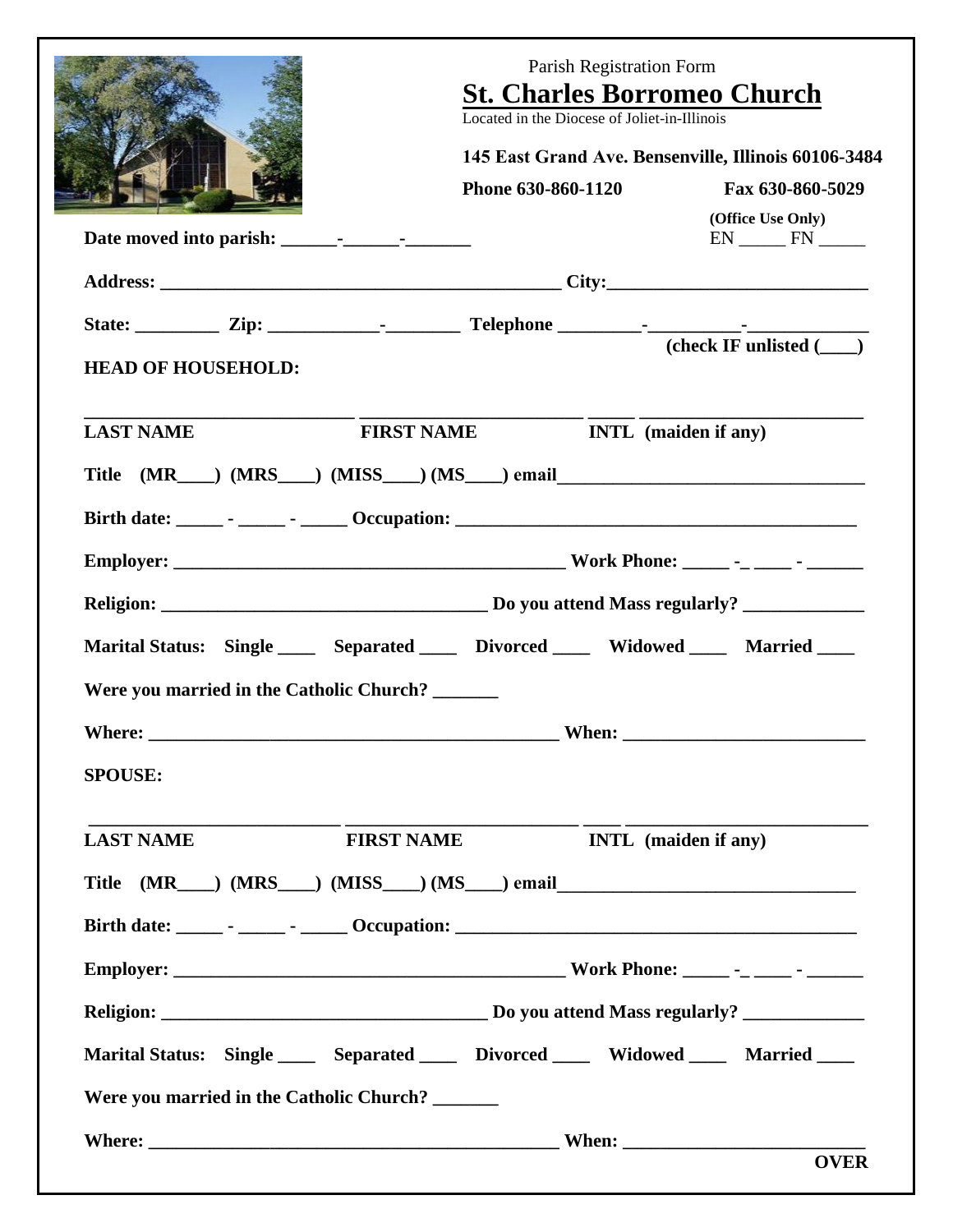Parish Registration Form

# St. Charles Borromeo Church

Located in the Diocese of Joliet-in-Illinois

**145 East Grand Ave. Bensenville, Illinois 60106-3484**

**Phone 630-860-1120** **Fax 630-860-5029**

**(Office Use Only)**
EN _____ FN _____

**Date moved into parish: ______-______-_______**

**Address: ___________________________________________ City:___________________________**

**State: _________ Zip: ___________-________ Telephone _________-__________-_____________**

**(check IF unlisted (____)**

**HEAD OF HOUSEHOLD:**

**_____________________________ ________________________ _____ ______________________**

**LAST NAME FIRST NAME INTL (maiden if any)**

**Title (MR____) (MRS____) (MISS____) (MS____) email________________________________**

**Birth date: _____ - _____ - _____ Occupation: ____________________________________________**

**Employer: __________________________________________ Work Phone: _____ -_ ____ - ______**

**Religion: ___________________________________ Do you attend Mass regularly? _____________**

**Marital Status: Single ____ Separated ____ Divorced ____ Widowed ____ Married ____**

**Were you married in the Catholic Church? _______**

**Where: ____________________________________________ When: __________________________**

**SPOUSE:**

**___________________________ _________________________ ____ _________________________**

**LAST NAME FIRST NAME INTL (maiden if any)**

**Title (MR____) (MRS____) (MISS____) (MS____) email________________________________**

**Birth date: _____ - _____ - _____ Occupation: ____________________________________________**

**Employer: __________________________________________ Work Phone: _____ -_ ____ - ______**

**Religion: ___________________________________ Do you attend Mass regularly? _____________**

**Marital Status: Single ____ Separated ____ Divorced ____ Widowed ____ Married ____**

**Were you married in the Catholic Church? _______**

**Where: ____________________________________________ When: __________________________**

**OVER**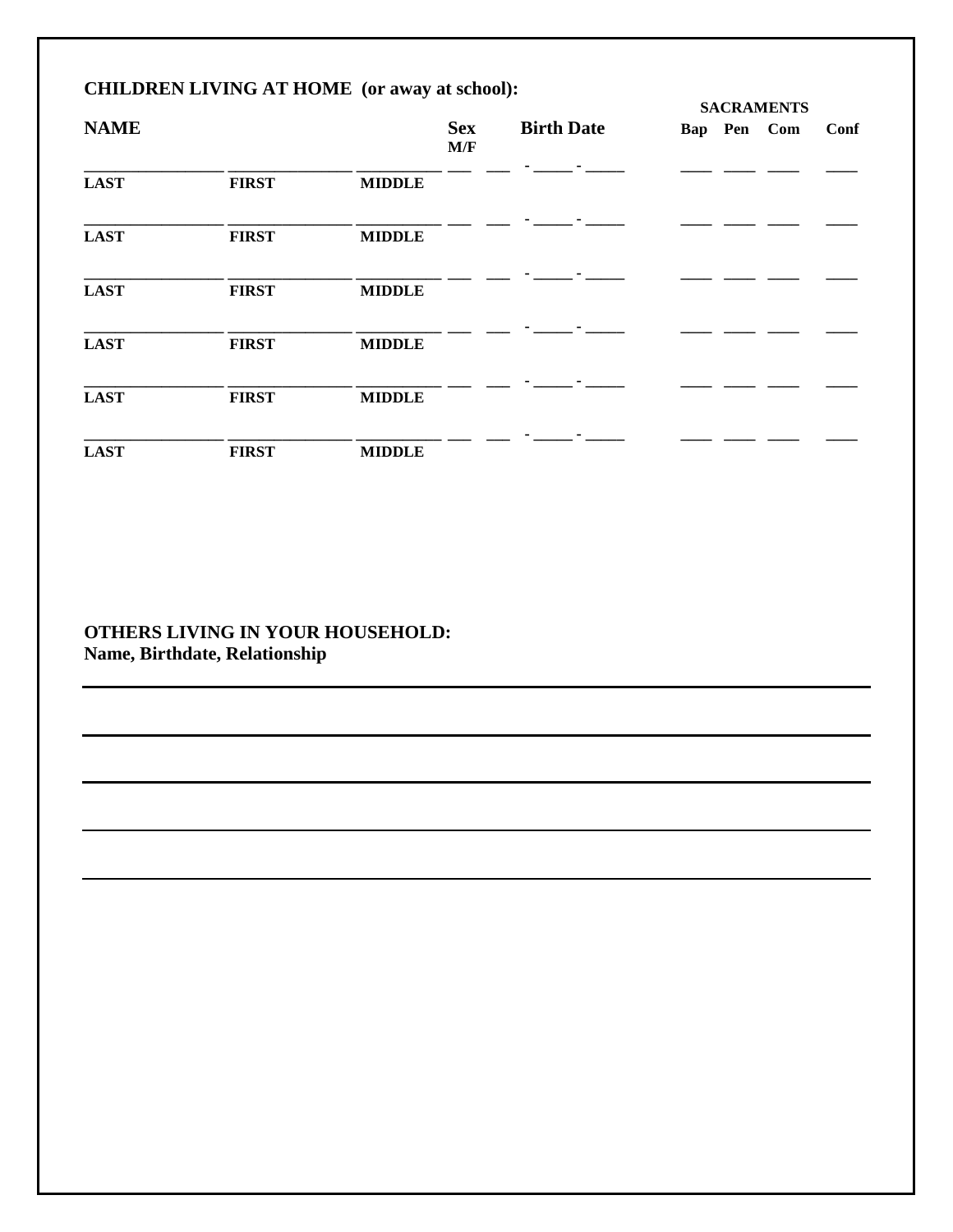## CHILDREN LIVING AT HOME (or away at school):

| NAME | | | Sex M/F | Birth Date | SACRAMENTS Bap | Pen | Com | Conf |
|---|---|---|---|---|---|---|---|---|
| LAST | FIRST | MIDDLE | ___ ___ | ___-_____-_____ | ____ | ____ | ____ | ____ |
| LAST | FIRST | MIDDLE | ___ ___ | ___-_____-_____ | ____ | ____ | ____ | ____ |
| LAST | FIRST | MIDDLE | ___ ___ | ___-_____-_____ | ____ | ____ | ____ | ____ |
| LAST | FIRST | MIDDLE | ___ ___ | ___-_____-_____ | ____ | ____ | ____ | ____ |
| LAST | FIRST | MIDDLE | ___ ___ | ___-_____-_____ | ____ | ____ | ____ | ____ |
| LAST | FIRST | MIDDLE | ___ ___ | ___-_____-_____ | ____ | ____ | ____ | ____ |

**OTHERS LIVING IN YOUR HOUSEHOLD:**
**Name, Birthdate, Relationship**

___________________________________________________________________________

___________________________________________________________________________

___________________________________________________________________________

___________________________________________________________________________

___________________________________________________________________________